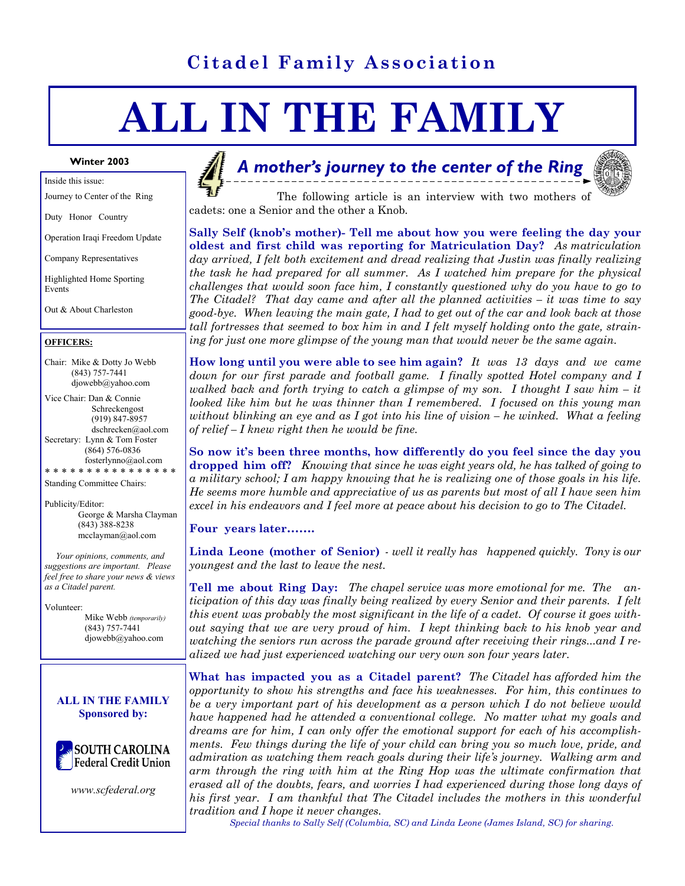Citadel Family Association

# ALL IN THE FAMILY

**Winter 2003**

Inside this issue:

- Journey to Center of the Ring
- Duty Honor Country
- Operation Iraqi Freedom Update
- Company Representatives
- Highlighted Home Sporting Events
- Out & About Charleston

**OFFICERS:**

Chair: Mike & Dotty Jo Webb
(843) 757-7441
djowebb@yahoo.com

Vice Chair: Dan & Connie Schreckengost
(919) 847-8957
dschrecken@aol.com

Secretary: Lynn & Tom Foster
(864) 576-0836
fosterlynno@aol.com

\* \* \* \* \* \* \* \* \* \* \* \* \* \* \* \*

Standing Committee Chairs:

Publicity/Editor:
George & Marsha Clayman
(843) 388-8238
mcclayman@aol.com

*Your opinions, comments, and suggestions are important. Please feel free to share your news & views as a Citadel parent.*

Volunteer:
Mike Webb *(temporarily)*
(843) 757-7441
djowebb@yahoo.com

**ALL IN THE FAMILY Sponsored by:**

SOUTH CAROLINA Federal Credit Union

*www.scfederal.org*

## *A mother's journey to the center of the Ring*

The following article is an interview with two mothers of cadets: one a Senior and the other a Knob.

**Sally Self (knob's mother)- Tell me about how you were feeling the day your oldest and first child was reporting for Matriculation Day?** *As matriculation day arrived, I felt both excitement and dread realizing that Justin was finally realizing the task he had prepared for all summer. As I watched him prepare for the physical challenges that would soon face him, I constantly questioned why do you have to go to The Citadel? That day came and after all the planned activities – it was time to say good-bye. When leaving the main gate, I had to get out of the car and look back at those tall fortresses that seemed to box him in and I felt myself holding onto the gate, straining for just one more glimpse of the young man that would never be the same again.*

**How long until you were able to see him again?** *It was 13 days and we came down for our first parade and football game. I finally spotted Hotel company and I walked back and forth trying to catch a glimpse of my son. I thought I saw him – it looked like him but he was thinner than I remembered. I focused on this young man without blinking an eye and as I got into his line of vision – he winked. What a feeling of relief – I knew right then he would be fine.*

**So now it's been three months, how differently do you feel since the day you dropped him off?** *Knowing that since he was eight years old, he has talked of going to a military school; I am happy knowing that he is realizing one of those goals in his life. He seems more humble and appreciative of us as parents but most of all I have seen him excel in his endeavors and I feel more at peace about his decision to go to The Citadel.*

**Four years later…….**

**Linda Leone (mother of Senior)** - *well it really has happened quickly. Tony is our youngest and the last to leave the nest.*

**Tell me about Ring Day:** *The chapel service was more emotional for me. The anticipation of this day was finally being realized by every Senior and their parents. I felt this event was probably the most significant in the life of a cadet. Of course it goes without saying that we are very proud of him. I kept thinking back to his knob year and watching the seniors run across the parade ground after receiving their rings...and I realized we had just experienced watching our very own son four years later.*

**What has impacted you as a Citadel parent?** *The Citadel has afforded him the opportunity to show his strengths and face his weaknesses. For him, this continues to be a very important part of his development as a person which I do not believe would have happened had he attended a conventional college. No matter what my goals and dreams are for him, I can only offer the emotional support for each of his accomplishments. Few things during the life of your child can bring you so much love, pride, and admiration as watching them reach goals during their life's journey. Walking arm and arm through the ring with him at the Ring Hop was the ultimate confirmation that erased all of the doubts, fears, and worries I had experienced during those long days of his first year. I am thankful that The Citadel includes the mothers in this wonderful tradition and I hope it never changes.*

*Special thanks to Sally Self (Columbia, SC) and Linda Leone (James Island, SC) for sharing.*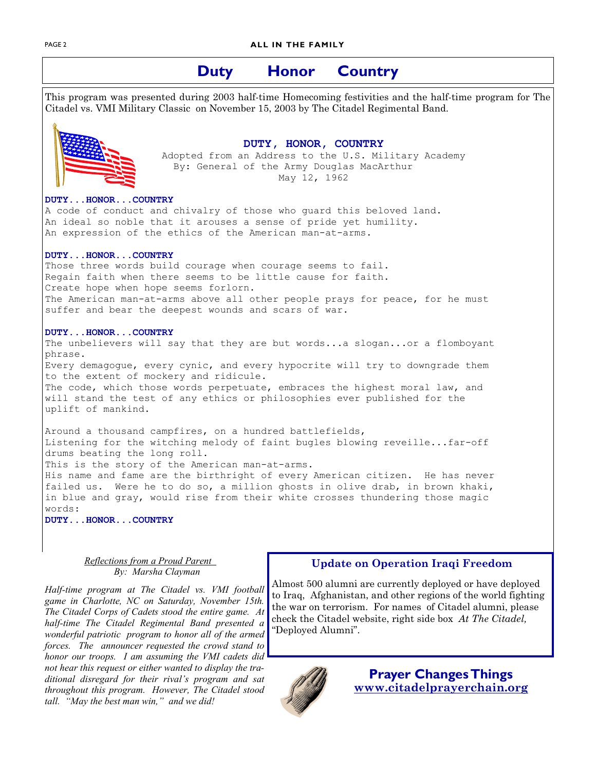# Duty Honor Country

This program was presented during 2003 half-time Homecoming festivities and the half-time program for The Citadel vs. VMI Military Classic on November 15, 2003 by The Citadel Regimental Band.

## DUTY, HONOR, COUNTRY

Adopted from an Address to the U.S. Military Academy
By: General of the Army Douglas MacArthur
May 12, 1962

**DUTY...HONOR...COUNTRY**
A code of conduct and chivalry of those who guard this beloved land.
An ideal so noble that it arouses a sense of pride yet humility.
An expression of the ethics of the American man-at-arms.

**DUTY...HONOR...COUNTRY**
Those three words build courage when courage seems to fail.
Regain faith when there seems to be little cause for faith.
Create hope when hope seems forlorn.
The American man-at-arms above all other people prays for peace, for he must suffer and bear the deepest wounds and scars of war.

**DUTY...HONOR...COUNTRY**
The unbelievers will say that they are but words...a slogan...or a flomboyant phrase.
Every demagogue, every cynic, and every hypocrite will try to downgrade them to the extent of mockery and ridicule.
The code, which those words perpetuate, embraces the highest moral law, and will stand the test of any ethics or philosophies ever published for the uplift of mankind.

Around a thousand campfires, on a hundred battlefields,
Listening for the witching melody of faint bugles blowing reveille...far-off drums beating the long roll.
This is the story of the American man-at-arms.
His name and fame are the birthright of every American citizen. He has never failed us. Were he to do so, a million ghosts in olive drab, in brown khaki, in blue and gray, would rise from their white crosses thundering those magic words:
**DUTY...HONOR...COUNTRY**

### *Reflections from a Proud Parent*
*By: Marsha Clayman*

*Half-time program at The Citadel vs. VMI football game in Charlotte, NC on Saturday, November 15th. The Citadel Corps of Cadets stood the entire game. At half-time The Citadel Regimental Band presented a wonderful patriotic program to honor all of the armed forces. The announcer requested the crowd stand to honor our troops. I am assuming the VMI cadets did not hear this request or either wanted to display the traditional disregard for their rival's program and sat throughout this program. However, The Citadel stood tall. "May the best man win," and we did!*

### Update on Operation Iraqi Freedom

Almost 500 alumni are currently deployed or have deployed to Iraq, Afghanistan, and other regions of the world fighting the war on terrorism. For names of Citadel alumni, please check the Citadel website, right side box *At The Citadel,* "Deployed Alumni".

### Prayer Changes Things
www.citadelprayerchain.org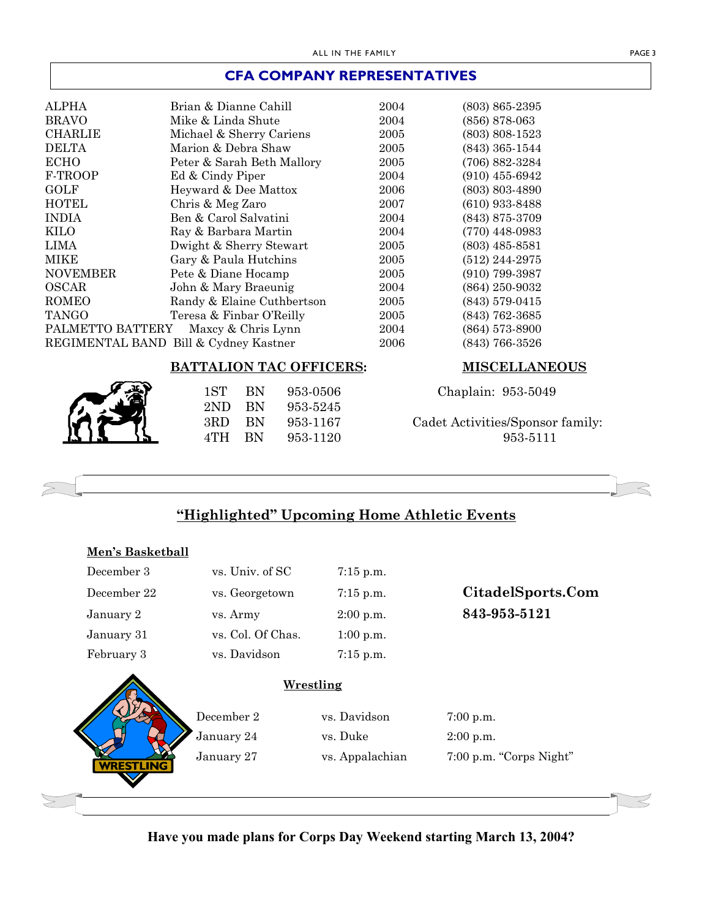## CFA COMPANY REPRESENTATIVES

| | | | |
|---|---|---|---|
| ALPHA | Brian & Dianne Cahill | 2004 | (803) 865-2395 |
| BRAVO | Mike & Linda Shute | 2004 | (856) 878-063 |
| CHARLIE | Michael & Sherry Cariens | 2005 | (803) 808-1523 |
| DELTA | Marion & Debra Shaw | 2005 | (843) 365-1544 |
| ECHO | Peter & Sarah Beth Mallory | 2005 | (706) 882-3284 |
| F-TROOP | Ed & Cindy Piper | 2004 | (910) 455-6942 |
| GOLF | Heyward & Dee Mattox | 2006 | (803) 803-4890 |
| HOTEL | Chris & Meg Zaro | 2007 | (610) 933-8488 |
| INDIA | Ben & Carol Salvatini | 2004 | (843) 875-3709 |
| KILO | Ray & Barbara Martin | 2004 | (770) 448-0983 |
| LIMA | Dwight & Sherry Stewart | 2005 | (803) 485-8581 |
| MIKE | Gary & Paula Hutchins | 2005 | (512) 244-2975 |
| NOVEMBER | Pete & Diane Hocamp | 2005 | (910) 799-3987 |
| OSCAR | John & Mary Braeunig | 2004 | (864) 250-9032 |
| ROMEO | Randy & Elaine Cuthbertson | 2005 | (843) 579-0415 |
| TANGO | Teresa & Finbar O'Reilly | 2005 | (843) 762-3685 |
| PALMETTO BATTERY | Maxcy & Chris Lynn | 2004 | (864) 573-8900 |
| REGIMENTAL BAND | Bill & Cydney Kastner | 2006 | (843) 766-3526 |

**BATTALION TAC OFFICERS:**

| | | |
|---|---|---|
| 1ST | BN | 953-0506 |
| 2ND | BN | 953-5245 |
| 3RD | BN | 953-1167 |
| 4TH | BN | 953-1120 |

**MISCELLANEOUS**

Chaplain: 953-5049

Cadet Activities/Sponsor family: 953-5111

## "Highlighted" Upcoming Home Athletic Events

**Men's Basketball**

| | | |
|---|---|---|
| December 3 | vs. Univ. of SC | 7:15 p.m. |
| December 22 | vs. Georgetown | 7:15 p.m. |
| January 2 | vs. Army | 2:00 p.m. |
| January 31 | vs. Col. Of Chas. | 1:00 p.m. |
| February 3 | vs. Davidson | 7:15 p.m. |

**CitadelSports.Com**
**843-953-5121**

**Wrestling**

| | | |
|---|---|---|
| December 2 | vs. Davidson | 7:00 p.m. |
| January 24 | vs. Duke | 2:00 p.m. |
| January 27 | vs. Appalachian | 7:00 p.m. "Corps Night" |

**Have you made plans for Corps Day Weekend starting March 13, 2004?**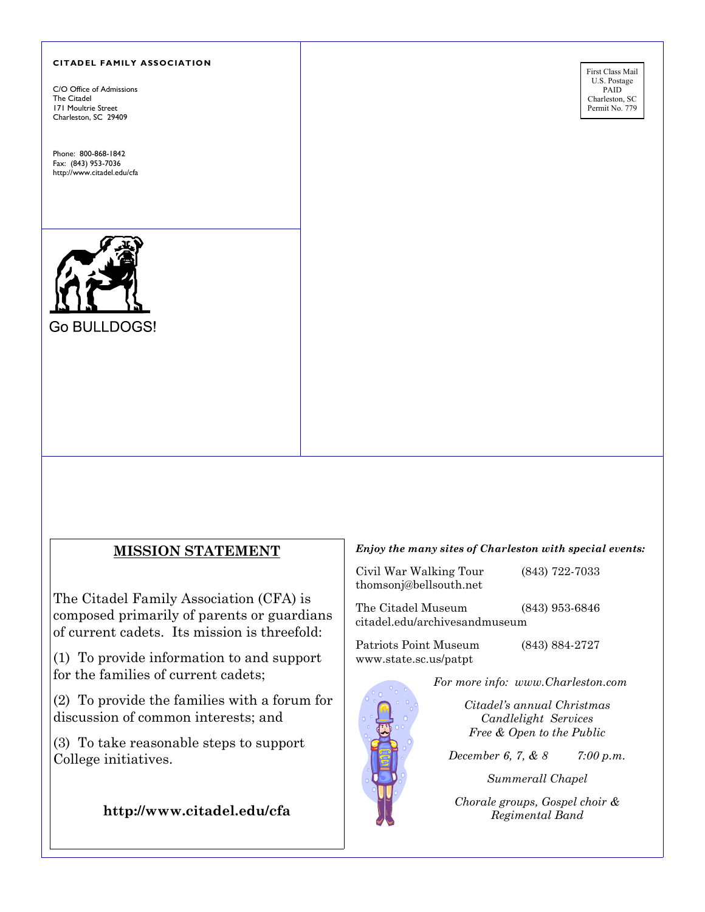**CITADEL FAMILY ASSOCIATION**

C/O Office of Admissions
The Citadel
171 Moultrie Street
Charleston, SC 29409

Phone: 800-868-1842
Fax: (843) 953-7036
http://www.citadel.edu/cfa

First Class Mail
U.S. Postage
PAID
Charleston, SC
Permit No. 779

Go BULLDOGS!

## MISSION STATEMENT

The Citadel Family Association (CFA) is composed primarily of parents or guardians of current cadets. Its mission is threefold:

(1) To provide information to and support for the families of current cadets;

(2) To provide the families with a forum for discussion of common interests; and

(3) To take reasonable steps to support College initiatives.

**http://www.citadel.edu/cfa**

***Enjoy the many sites of Charleston with special events:***

Civil War Walking Tour (843) 722-7033
thomsonj@bellsouth.net

The Citadel Museum (843) 953-6846
citadel.edu/archivesandmuseum

Patriots Point Museum (843) 884-2727
www.state.sc.us/patpt

*For more info: www.Charleston.com*

*Citadel's annual Christmas Candlelight Services*
*Free & Open to the Public*

*December 6, 7, & 8 7:00 p.m.*

*Summerall Chapel*

*Chorale groups, Gospel choir & Regimental Band*